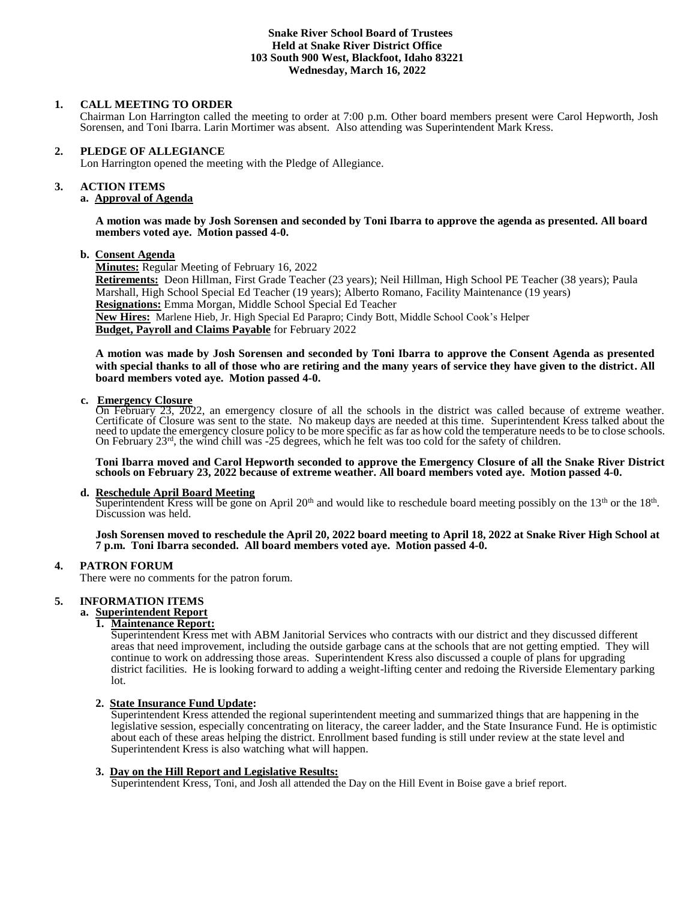**Snake River School Board of Trustees**
**Held at Snake River District Office**
**103 South 900 West, Blackfoot, Idaho 83221**
**Wednesday, March 16, 2022**

## 1. CALL MEETING TO ORDER

Chairman Lon Harrington called the meeting to order at 7:00 p.m. Other board members present were Carol Hepworth, Josh Sorensen, and Toni Ibarra. Larin Mortimer was absent. Also attending was Superintendent Mark Kress.

## 2. PLEDGE OF ALLEGIANCE

Lon Harrington opened the meeting with the Pledge of Allegiance.

## 3. ACTION ITEMS

### a. Approval of Agenda

**A motion was made by Josh Sorensen and seconded by Toni Ibarra to approve the agenda as presented. All board members voted aye. Motion passed 4-0.**

### b. Consent Agenda

**Minutes:** Regular Meeting of February 16, 2022
**Retirements:** Deon Hillman, First Grade Teacher (23 years); Neil Hillman, High School PE Teacher (38 years); Paula Marshall, High School Special Ed Teacher (19 years); Alberto Romano, Facility Maintenance (19 years)
**Resignations:** Emma Morgan, Middle School Special Ed Teacher
**New Hires:** Marlene Hieb, Jr. High Special Ed Parapro; Cindy Bott, Middle School Cook's Helper
**Budget, Payroll and Claims Payable** for February 2022

**A motion was made by Josh Sorensen and seconded by Toni Ibarra to approve the Consent Agenda as presented with special thanks to all of those who are retiring and the many years of service they have given to the district. All board members voted aye. Motion passed 4-0.**

### c. Emergency Closure

On February 23, 2022, an emergency closure of all the schools in the district was called because of extreme weather. Certificate of Closure was sent to the state. No makeup days are needed at this time. Superintendent Kress talked about the need to update the emergency closure policy to be more specific as far as how cold the temperature needs to be to close schools. On February 23rd, the wind chill was -25 degrees, which he felt was too cold for the safety of children.

**Toni Ibarra moved and Carol Hepworth seconded to approve the Emergency Closure of all the Snake River District schools on February 23, 2022 because of extreme weather. All board members voted aye. Motion passed 4-0.**

### d. Reschedule April Board Meeting

Superintendent Kress will be gone on April 20th and would like to reschedule board meeting possibly on the 13th or the 18th. Discussion was held.

**Josh Sorensen moved to reschedule the April 20, 2022 board meeting to April 18, 2022 at Snake River High School at 7 p.m. Toni Ibarra seconded. All board members voted aye. Motion passed 4-0.**

## 4. PATRON FORUM

There were no comments for the patron forum.

## 5. INFORMATION ITEMS

### a. Superintendent Report

**1. Maintenance Report:**

Superintendent Kress met with ABM Janitorial Services who contracts with our district and they discussed different areas that need improvement, including the outside garbage cans at the schools that are not getting emptied. They will continue to work on addressing those areas. Superintendent Kress also discussed a couple of plans for upgrading district facilities. He is looking forward to adding a weight-lifting center and redoing the Riverside Elementary parking lot.

**2. State Insurance Fund Update:**

Superintendent Kress attended the regional superintendent meeting and summarized things that are happening in the legislative session, especially concentrating on literacy, the career ladder, and the State Insurance Fund. He is optimistic about each of these areas helping the district. Enrollment based funding is still under review at the state level and Superintendent Kress is also watching what will happen.

**3. Day on the Hill Report and Legislative Results:**

Superintendent Kress, Toni, and Josh all attended the Day on the Hill Event in Boise gave a brief report.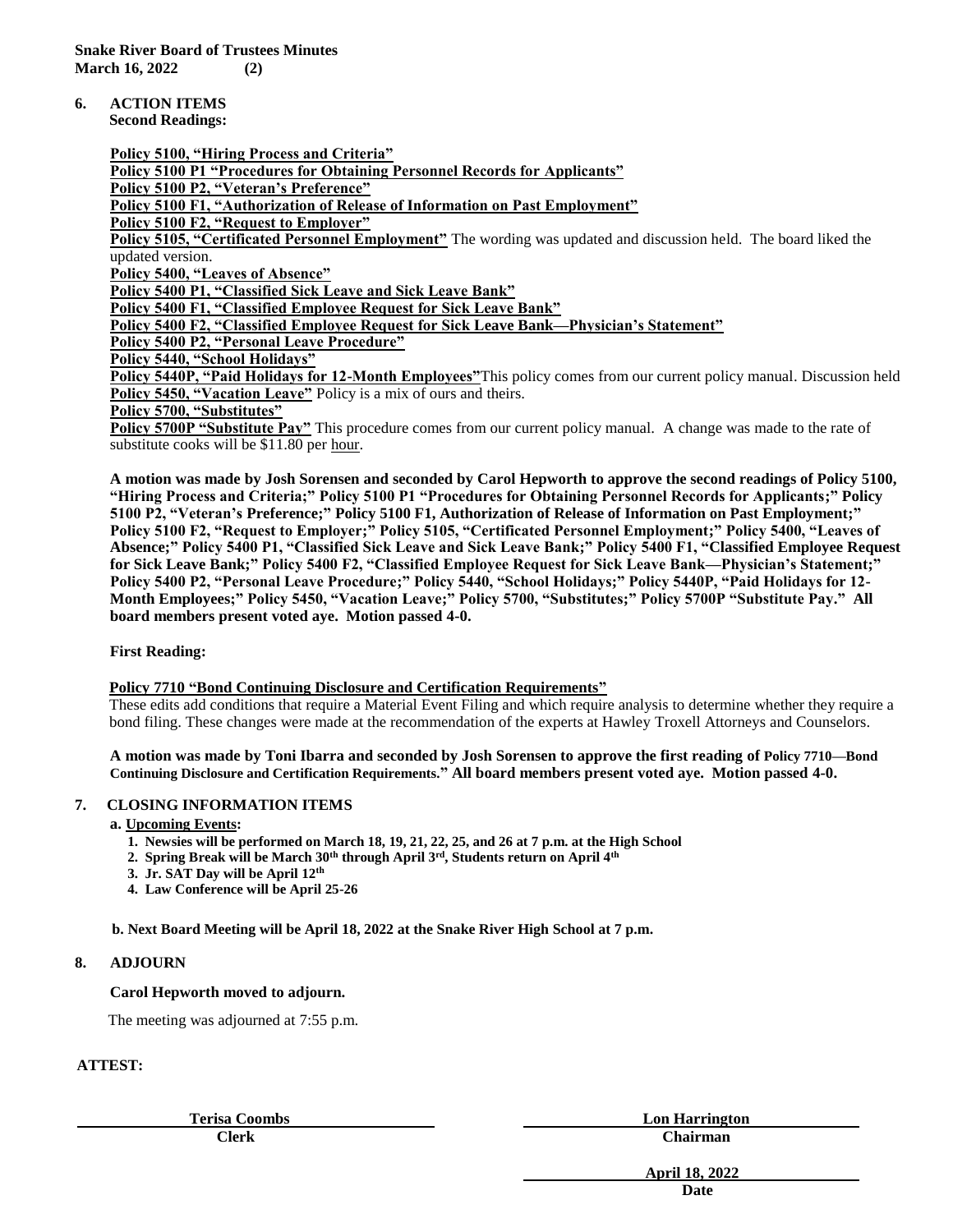## 6. ACTION ITEMS

**Second Readings:**

**Policy 5100, "Hiring Process and Criteria"**
**Policy 5100 P1 "Procedures for Obtaining Personnel Records for Applicants"**
**Policy 5100 P2, "Veteran's Preference"**
**Policy 5100 F1, "Authorization of Release of Information on Past Employment"**
**Policy 5100 F2, "Request to Employer"**
**Policy 5105, "Certificated Personnel Employment"** The wording was updated and discussion held. The board liked the updated version.
**Policy 5400, "Leaves of Absence"**
**Policy 5400 P1, "Classified Sick Leave and Sick Leave Bank"**
**Policy 5400 F1, "Classified Employee Request for Sick Leave Bank"**
**Policy 5400 F2, "Classified Employee Request for Sick Leave Bank—Physician's Statement"**
**Policy 5400 P2, "Personal Leave Procedure"**
**Policy 5440, "School Holidays"**
**Policy 5440P, "Paid Holidays for 12-Month Employees"** This policy comes from our current policy manual. Discussion held
**Policy 5450, "Vacation Leave"** Policy is a mix of ours and theirs.
**Policy 5700, "Substitutes"**
**Policy 5700P "Substitute Pay"** This procedure comes from our current policy manual. A change was made to the rate of substitute cooks will be $11.80 per hour.

**A motion was made by Josh Sorensen and seconded by Carol Hepworth to approve the second readings of Policy 5100, "Hiring Process and Criteria;" Policy 5100 P1 "Procedures for Obtaining Personnel Records for Applicants;" Policy 5100 P2, "Veteran's Preference;" Policy 5100 F1, Authorization of Release of Information on Past Employment;" Policy 5100 F2, "Request to Employer;" Policy 5105, "Certificated Personnel Employment;" Policy 5400, "Leaves of Absence;" Policy 5400 P1, "Classified Sick Leave and Sick Leave Bank;" Policy 5400 F1, "Classified Employee Request for Sick Leave Bank;" Policy 5400 F2, "Classified Employee Request for Sick Leave Bank—Physician's Statement;" Policy 5400 P2, "Personal Leave Procedure;" Policy 5440, "School Holidays;" Policy 5440P, "Paid Holidays for 12-Month Employees;" Policy 5450, "Vacation Leave;" Policy 5700, "Substitutes;" Policy 5700P "Substitute Pay." All board members present voted aye. Motion passed 4-0.**

**First Reading:**

**Policy 7710 "Bond Continuing Disclosure and Certification Requirements"**
These edits add conditions that require a Material Event Filing and which require analysis to determine whether they require a bond filing. These changes were made at the recommendation of the experts at Hawley Troxell Attorneys and Counselors.

**A motion was made by Toni Ibarra and seconded by Josh Sorensen to approve the first reading of Policy 7710—Bond Continuing Disclosure and Certification Requirements." All board members present voted aye. Motion passed 4-0.**

## 7. CLOSING INFORMATION ITEMS

**a. Upcoming Events:**

1. **Newsies will be performed on March 18, 19, 21, 22, 25, and 26 at 7 p.m. at the High School**
2. **Spring Break will be March 30th through April 3rd, Students return on April 4th**
3. **Jr. SAT Day will be April 12th**
4. **Law Conference will be April 25-26**

**b. Next Board Meeting will be April 18, 2022 at the Snake River High School at 7 p.m.**

## 8. ADJOURN

**Carol Hepworth moved to adjourn.**

The meeting was adjourned at 7:55 p.m.

**ATTEST:**

| | |
|---|---|
| **Terisa Coombs** | **Lon Harrington** |
| **Clerk** | **Chairman** |
| | **April 18, 2022** |
| | **Date** |